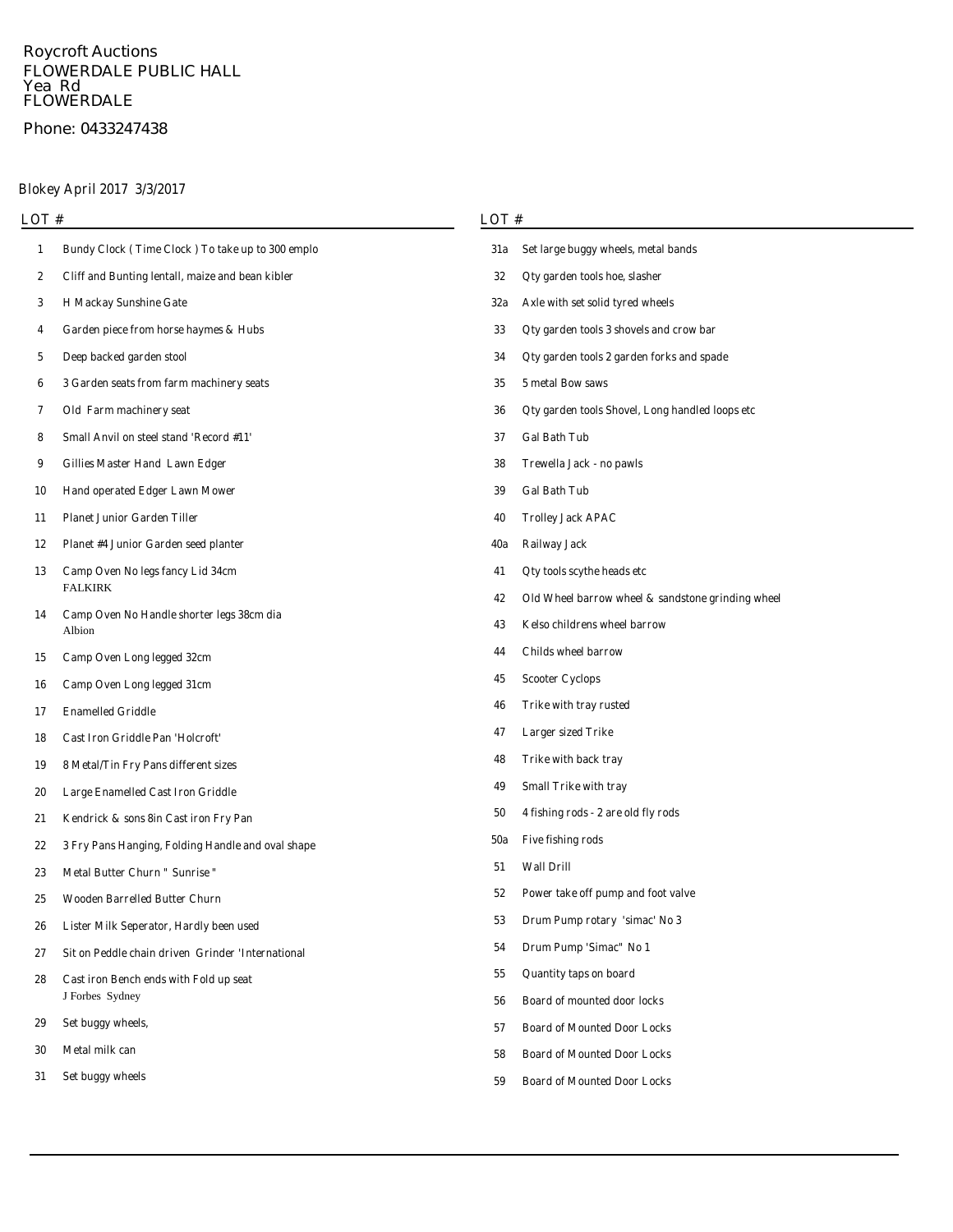Roycroft Auctions
FLOWERDALE PUBLIC HALL
Yea Rd
FLOWERDALE

Phone: 0433247438

Blokey April 2017 3/3/2017

| LOT # | |
|---|---|
| 1 | Bundy Clock ( Time Clock ) To take up to 300 emplo |
| 2 | Cliff and Bunting lentall, maize and bean kibler |
| 3 | H Mackay Sunshine Gate |
| 4 | Garden piece from horse haymes & Hubs |
| 5 | Deep backed garden stool |
| 6 | 3 Garden seats from farm machinery seats |
| 7 | Old Farm machinery seat |
| 8 | Small Anvil on steel stand 'Record #11' |
| 9 | Gillies Master Hand Lawn Edger |
| 10 | Hand operated Edger Lawn Mower |
| 11 | Planet Junior Garden Tiller |
| 12 | Planet #4 Junior Garden seed planter |
| 13 | Camp Oven No legs fancy Lid 34cm<br>FALKIRK |
| 14 | Camp Oven No Handle shorter legs 38cm dia<br>Albion |
| 15 | Camp Oven Long legged 32cm |
| 16 | Camp Oven Long legged 31cm |
| 17 | Enamelled Griddle |
| 18 | Cast Iron Griddle Pan 'Holcroft' |
| 19 | 8 Metal/Tin Fry Pans different sizes |
| 20 | Large Enamelled Cast Iron Griddle |
| 21 | Kendrick & sons 8in Cast iron Fry Pan |
| 22 | 3 Fry Pans Hanging, Folding Handle and oval shape |
| 23 | Metal Butter Churn " Sunrise " |
| 25 | Wooden Barrelled Butter Churn |
| 26 | Lister Milk Seperator, Hardly been used |
| 27 | Sit on Peddle chain driven Grinder 'International |
| 28 | Cast iron Bench ends with Fold up seat<br>J Forbes Sydney |
| 29 | Set buggy wheels, |
| 30 | Metal milk can |
| 31 | Set buggy wheels |
| 31a | Set large buggy wheels, metal bands |
| 32 | Qty garden tools hoe, slasher |
| 32a | Axle with set solid tyred wheels |
| 33 | Qty garden tools 3 shovels and crow bar |
| 34 | Qty garden tools 2 garden forks and spade |
| 35 | 5 metal Bow saws |
| 36 | Qty garden tools Shovel, Long handled loops etc |
| 37 | Gal Bath Tub |
| 38 | Trewella Jack - no pawls |
| 39 | Gal Bath Tub |
| 40 | Trolley Jack APAC |
| 40a | Railway Jack |
| 41 | Qty tools scythe heads etc |
| 42 | Old Wheel barrow wheel & sandstone grinding wheel |
| 43 | Kelso childrens wheel barrow |
| 44 | Childs wheel barrow |
| 45 | Scooter Cyclops |
| 46 | Trike with tray rusted |
| 47 | Larger sized Trike |
| 48 | Trike with back tray |
| 49 | Small Trike with tray |
| 50 | 4 fishing rods - 2 are old fly rods |
| 50a | Five fishing rods |
| 51 | Wall Drill |
| 52 | Power take off pump and foot valve |
| 53 | Drum Pump rotary 'simac' No 3 |
| 54 | Drum Pump 'Simac" No 1 |
| 55 | Quantity taps on board |
| 56 | Board of mounted door locks |
| 57 | Board of Mounted Door Locks |
| 58 | Board of Mounted Door Locks |
| 59 | Board of Mounted Door Locks |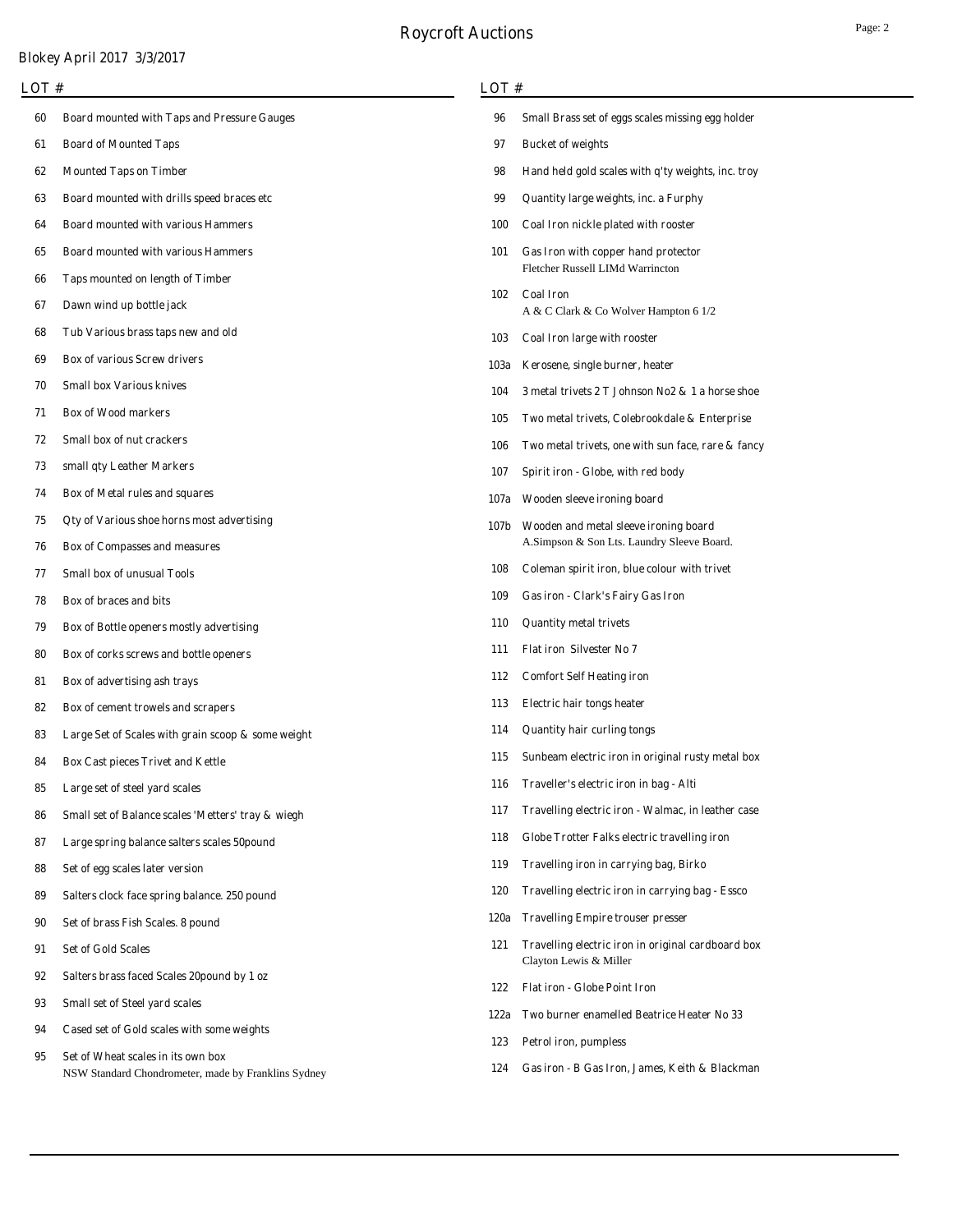Blokey April 2017 3/3/2017

| LOT # | |
|---|---|
| 60 | Board mounted with Taps and Pressure Gauges |
| 61 | Board of Mounted Taps |
| 62 | Mounted Taps on Timber |
| 63 | Board mounted with drills speed braces etc |
| 64 | Board mounted with various Hammers |
| 65 | Board mounted with various Hammers |
| 66 | Taps mounted on length of Timber |
| 67 | Dawn wind up bottle jack |
| 68 | Tub Various brass taps new and old |
| 69 | Box of various Screw drivers |
| 70 | Small box Various knives |
| 71 | Box of Wood markers |
| 72 | Small box of nut crackers |
| 73 | small qty Leather Markers |
| 74 | Box of Metal rules and squares |
| 75 | Qty of Various shoe horns most advertising |
| 76 | Box of Compasses and measures |
| 77 | Small box of unusual Tools |
| 78 | Box of braces and bits |
| 79 | Box of Bottle openers mostly advertising |
| 80 | Box of corks screws and bottle openers |
| 81 | Box of advertising ash trays |
| 82 | Box of cement trowels and scrapers |
| 83 | Large Set of Scales with grain scoop & some weight |
| 84 | Box Cast pieces Trivet and Kettle |
| 85 | Large set of steel yard scales |
| 86 | Small set of Balance scales 'Metters' tray & wiegh |
| 87 | Large spring balance salters scales 50pound |
| 88 | Set of egg scales later version |
| 89 | Salters clock face spring balance. 250 pound |
| 90 | Set of brass Fish Scales. 8 pound |
| 91 | Set of Gold Scales |
| 92 | Salters brass faced Scales 20pound by 1 oz |
| 93 | Small set of Steel yard scales |
| 94 | Cased set of Gold scales with some weights |
| 95 | Set of Wheat scales in its own box<br>NSW Standard Chondrometer, made by Franklins Sydney |
| 96 | Small Brass set of eggs scales missing egg holder |
| 97 | Bucket of weights |
| 98 | Hand held gold scales with q'ty weights, inc. troy |
| 99 | Quantity large weights, inc. a Furphy |
| 100 | Coal Iron nickle plated with rooster |
| 101 | Gas Iron with copper hand protector<br>Fletcher Russell LIMd Warrincton |
| 102 | Coal Iron<br>A & C Clark & Co Wolver Hampton 6 1/2 |
| 103 | Coal Iron large with rooster |
| 103a | Kerosene, single burner, heater |
| 104 | 3 metal trivets 2 T Johnson No2 & 1 a horse shoe |
| 105 | Two metal trivets, Colebrookdale & Enterprise |
| 106 | Two metal trivets, one with sun face, rare & fancy |
| 107 | Spirit iron - Globe, with red body |
| 107a | Wooden sleeve ironing board |
| 107b | Wooden and metal sleeve ironing board<br>A.Simpson & Son Lts. Laundry Sleeve Board. |
| 108 | Coleman spirit iron, blue colour with trivet |
| 109 | Gas iron - Clark's Fairy Gas Iron |
| 110 | Quantity metal trivets |
| 111 | Flat iron Silvester No 7 |
| 112 | Comfort Self Heating iron |
| 113 | Electric hair tongs heater |
| 114 | Quantity hair curling tongs |
| 115 | Sunbeam electric iron in original rusty metal box |
| 116 | Traveller's electric iron in bag - Alti |
| 117 | Travelling electric iron - Walmac, in leather case |
| 118 | Globe Trotter Falks electric travelling iron |
| 119 | Travelling iron in carrying bag, Birko |
| 120 | Travelling electric iron in carrying bag - Essco |
| 120a | Travelling Empire trouser presser |
| 121 | Travelling electric iron in original cardboard box<br>Clayton Lewis & Miller |
| 122 | Flat iron - Globe Point Iron |
| 122a | Two burner enamelled Beatrice Heater No 33 |
| 123 | Petrol iron, pumpless |
| 124 | Gas iron - B Gas Iron, James, Keith & Blackman |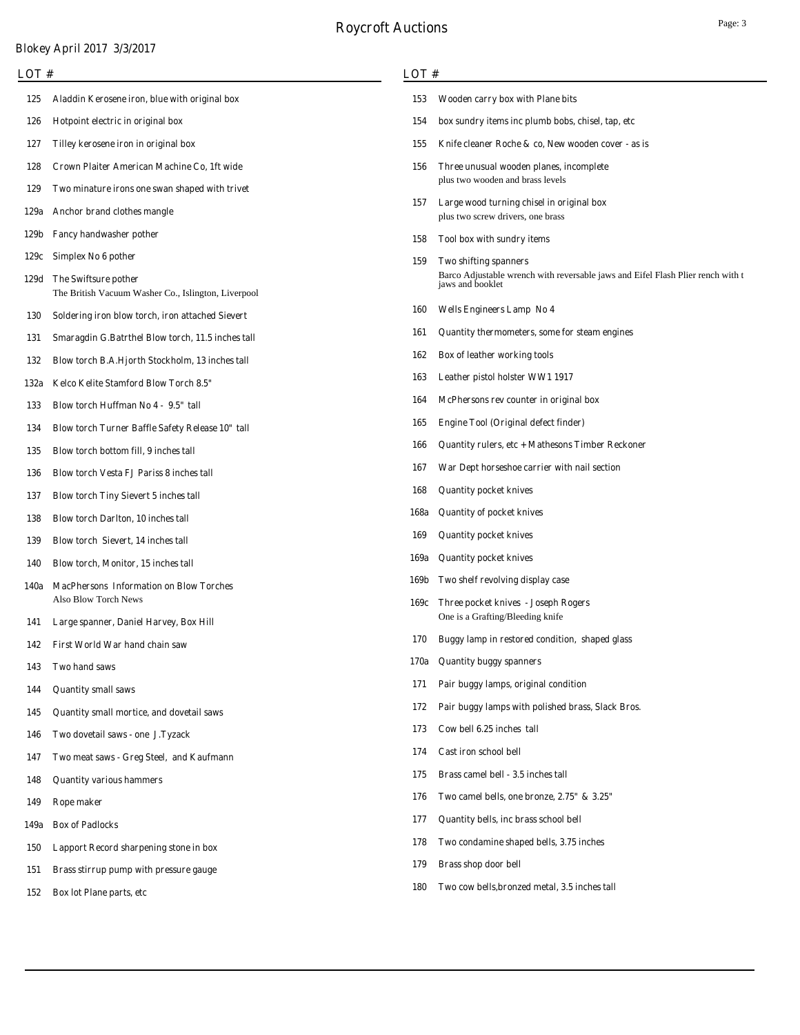Blokey April 2017 3/3/2017

| LOT # | |
|---|---|
| 125 | Aladdin Kerosene iron, blue with original box |
| 126 | Hotpoint electric in original box |
| 127 | Tilley kerosene iron in original box |
| 128 | Crown Plaiter American Machine Co, 1ft wide |
| 129 | Two minature irons one swan shaped with trivet |
| 129a | Anchor brand clothes mangle |
| 129b | Fancy handwasher pother |
| 129c | Simplex No 6 pother |
| 129d | The Swiftsure pother<br>The British Vacuum Washer Co., Islington, Liverpool |
| 130 | Soldering iron blow torch, iron attached Sievert |
| 131 | Smaragdin G.Batrthel Blow torch, 11.5 inches tall |
| 132 | Blow torch B.A.Hjorth Stockholm, 13 inches tall |
| 132a | Kelco Kelite Stamford Blow Torch 8.5" |
| 133 | Blow torch Huffman No 4 - 9.5" tall |
| 134 | Blow torch Turner Baffle Safety Release 10" tall |
| 135 | Blow torch bottom fill, 9 inches tall |
| 136 | Blow torch Vesta FJ Pariss 8 inches tall |
| 137 | Blow torch Tiny Sievert 5 inches tall |
| 138 | Blow torch Darlton, 10 inches tall |
| 139 | Blow torch Sievert, 14 inches tall |
| 140 | Blow torch, Monitor, 15 inches tall |
| 140a | MacPhersons Information on Blow Torches<br>Also Blow Torch News |
| 141 | Large spanner, Daniel Harvey, Box Hill |
| 142 | First World War hand chain saw |
| 143 | Two hand saws |
| 144 | Quantity small saws |
| 145 | Quantity small mortice, and dovetail saws |
| 146 | Two dovetail saws - one J.Tyzack |
| 147 | Two meat saws - Greg Steel, and Kaufmann |
| 148 | Quantity various hammers |
| 149 | Rope maker |
| 149a | Box of Padlocks |
| 150 | Lapport Record sharpening stone in box |
| 151 | Brass stirrup pump with pressure gauge |
| 152 | Box lot Plane parts, etc |

| LOT # | |
|---|---|
| 153 | Wooden carry box with Plane bits |
| 154 | box sundry items inc plumb bobs, chisel, tap, etc |
| 155 | Knife cleaner Roche & co, New wooden cover - as is |
| 156 | Three unusual wooden planes, incomplete<br>plus two wooden and brass levels |
| 157 | Large wood turning chisel in original box<br>plus two screw drivers, one brass |
| 158 | Tool box with sundry items |
| 159 | Two shifting spanners<br>Barco Adjustable wrench with reversable jaws and Eifel Flash Plier rench with t jaws and booklet |
| 160 | Wells Engineers Lamp No 4 |
| 161 | Quantity thermometers, some for steam engines |
| 162 | Box of leather working tools |
| 163 | Leather pistol holster WW1 1917 |
| 164 | McPhersons rev counter in original box |
| 165 | Engine Tool (Original defect finder) |
| 166 | Quantity rulers, etc + Mathesons Timber Reckoner |
| 167 | War Dept horseshoe carrier with nail section |
| 168 | Quantity pocket knives |
| 168a | Quantity of pocket knives |
| 169 | Quantity pocket knives |
| 169a | Quantity pocket knives |
| 169b | Two shelf revolving display case |
| 169c | Three pocket knives - Joseph Rogers<br>One is a Grafting/Bleeding knife |
| 170 | Buggy lamp in restored condition, shaped glass |
| 170a | Quantity buggy spanners |
| 171 | Pair buggy lamps, original condition |
| 172 | Pair buggy lamps with polished brass, Slack Bros. |
| 173 | Cow bell 6.25 inches tall |
| 174 | Cast iron school bell |
| 175 | Brass camel bell - 3.5 inches tall |
| 176 | Two camel bells, one bronze, 2.75" & 3.25" |
| 177 | Quantity bells, inc brass school bell |
| 178 | Two condamine shaped bells, 3.75 inches |
| 179 | Brass shop door bell |
| 180 | Two cow bells,bronzed metal, 3.5 inches tall |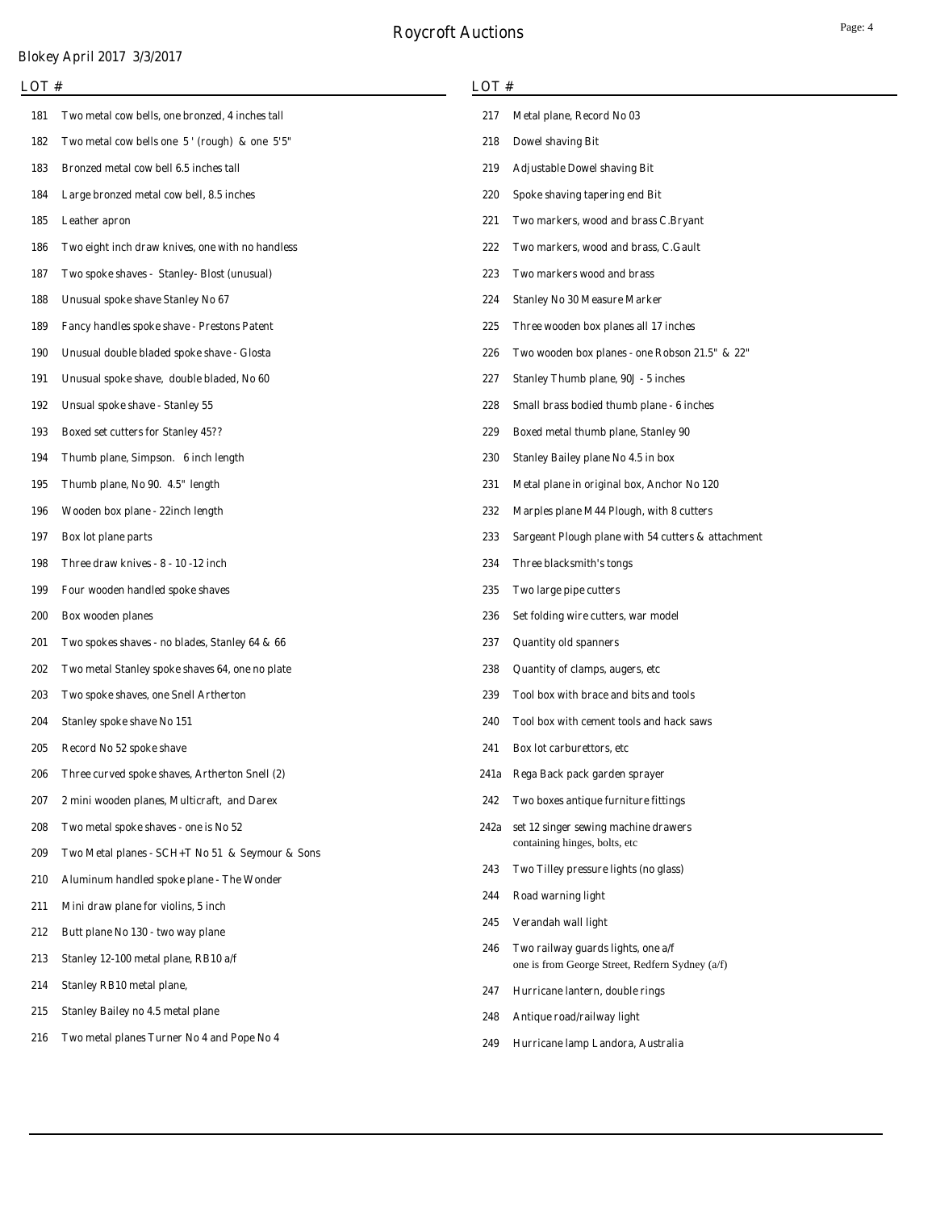Roycroft Auctions

Blokey April 2017 3/3/2017

| LOT # | |
|---|---|
| 181 | Two metal cow bells, one bronzed, 4 inches tall |
| 182 | Two metal cow bells one 5 ' (rough) & one 5'5" |
| 183 | Bronzed metal cow bell 6.5 inches tall |
| 184 | Large bronzed metal cow bell, 8.5 inches |
| 185 | Leather apron |
| 186 | Two eight inch draw knives, one with no handless |
| 187 | Two spoke shaves - Stanley- Blost (unusual) |
| 188 | Unusual spoke shave Stanley No 67 |
| 189 | Fancy handles spoke shave - Prestons Patent |
| 190 | Unusual double bladed spoke shave - Glosta |
| 191 | Unusual spoke shave, double bladed, No 60 |
| 192 | Unsual spoke shave - Stanley 55 |
| 193 | Boxed set cutters for Stanley 45?? |
| 194 | Thumb plane, Simpson. 6 inch length |
| 195 | Thumb plane, No 90. 4.5" length |
| 196 | Wooden box plane - 22inch length |
| 197 | Box lot plane parts |
| 198 | Three draw knives - 8 - 10 -12 inch |
| 199 | Four wooden handled spoke shaves |
| 200 | Box wooden planes |
| 201 | Two spokes shaves - no blades, Stanley 64 & 66 |
| 202 | Two metal Stanley spoke shaves 64, one no plate |
| 203 | Two spoke shaves, one Snell Artherton |
| 204 | Stanley spoke shave No 151 |
| 205 | Record No 52 spoke shave |
| 206 | Three curved spoke shaves, Artherton Snell (2) |
| 207 | 2 mini wooden planes, Multicraft, and Darex |
| 208 | Two metal spoke shaves - one is No 52 |
| 209 | Two Metal planes - SCH+T No 51 & Seymour & Sons |
| 210 | Aluminum handled spoke plane - The Wonder |
| 211 | Mini draw plane for violins, 5 inch |
| 212 | Butt plane No 130 - two way plane |
| 213 | Stanley 12-100 metal plane, RB10 a/f |
| 214 | Stanley RB10 metal plane, |
| 215 | Stanley Bailey no 4.5 metal plane |
| 216 | Two metal planes Turner No 4 and Pope No 4 |
| 217 | Metal plane, Record No 03 |
| 218 | Dowel shaving Bit |
| 219 | Adjustable Dowel shaving Bit |
| 220 | Spoke shaving tapering end Bit |
| 221 | Two markers, wood and brass C.Bryant |
| 222 | Two markers, wood and brass, C.Gault |
| 223 | Two markers wood and brass |
| 224 | Stanley No 30 Measure Marker |
| 225 | Three wooden box planes all 17 inches |
| 226 | Two wooden box planes - one Robson 21.5" & 22" |
| 227 | Stanley Thumb plane, 90J - 5 inches |
| 228 | Small brass bodied thumb plane - 6 inches |
| 229 | Boxed metal thumb plane, Stanley 90 |
| 230 | Stanley Bailey plane No 4.5 in box |
| 231 | Metal plane in original box, Anchor No 120 |
| 232 | Marples plane M44 Plough, with 8 cutters |
| 233 | Sargeant Plough plane with 54 cutters & attachment |
| 234 | Three blacksmith's tongs |
| 235 | Two large pipe cutters |
| 236 | Set folding wire cutters, war model |
| 237 | Quantity old spanners |
| 238 | Quantity of clamps, augers, etc |
| 239 | Tool box with brace and bits and tools |
| 240 | Tool box with cement tools and hack saws |
| 241 | Box lot carburettors, etc |
| 241a | Rega Back pack garden sprayer |
| 242 | Two boxes antique furniture fittings |
| 242a | set 12 singer sewing machine drawers containing hinges, bolts, etc |
| 243 | Two Tilley pressure lights (no glass) |
| 244 | Road warning light |
| 245 | Verandah wall light |
| 246 | Two railway guards lights, one a/f one is from George Street, Redfern Sydney (a/f) |
| 247 | Hurricane lantern, double rings |
| 248 | Antique road/railway light |
| 249 | Hurricane lamp Landora, Australia |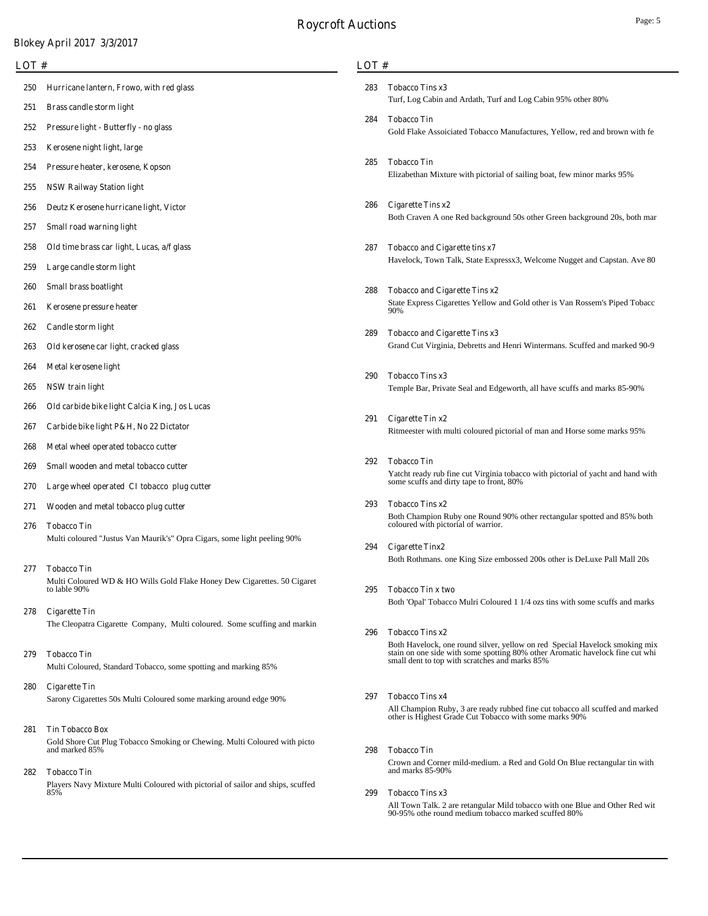# Roycroft Auctions

Blokey April 2017 3/3/2017

| LOT # | |
|---|---|
| 250 | Hurricane lantern, Frowo, with red glass |
| 251 | Brass candle storm light |
| 252 | Pressure light - Butterfly - no glass |
| 253 | Kerosene night light, large |
| 254 | Pressure heater, kerosene, Kopson |
| 255 | NSW Railway Station light |
| 256 | Deutz Kerosene hurricane light, Victor |
| 257 | Small road warning light |
| 258 | Old time brass car light, Lucas, a/f glass |
| 259 | Large candle storm light |
| 260 | Small brass boatlight |
| 261 | Kerosene pressure heater |
| 262 | Candle storm light |
| 263 | Old kerosene car light, cracked glass |
| 264 | Metal kerosene light |
| 265 | NSW train light |
| 266 | Old carbide bike light Calcia King, Jos Lucas |
| 267 | Carbide bike light P&H, No 22 Dictator |
| 268 | Metal wheel operated tobacco cutter |
| 269 | Small wooden and metal tobacco cutter |
| 270 | Large wheel operated CI tobacco plug cutter |
| 271 | Wooden and metal tobacco plug cutter |
| 276 | Tobacco Tin<br>Multi coloured "Justus Van Maurik's" Opra Cigars, some light peeling 90% |
| 277 | Tobacco Tin<br>Multi Coloured WD & HO Wills Gold Flake Honey Dew Cigarettes. 50 Cigaret to lable 90% |
| 278 | Cigarette Tin<br>The Cleopatra Cigarette Company, Multi coloured. Some scuffing and markin |
| 279 | Tobacco Tin<br>Multi Coloured, Standard Tobacco, some spotting and marking 85% |
| 280 | Cigarette Tin<br>Sarony Cigarettes 50s Multi Coloured some marking around edge 90% |
| 281 | Tin Tobacco Box<br>Gold Shore Cut Plug Tobacco Smoking or Chewing. Multi Coloured with picto and marked 85% |
| 282 | Tobacco Tin<br>Players Navy Mixture Multi Coloured with pictorial of sailor and ships, scuffed 85% |
| 283 | Tobacco Tins x3<br>Turf, Log Cabin and Ardath, Turf and Log Cabin 95% other 80% |
| 284 | Tobacco Tin<br>Gold Flake Assoiciated Tobacco Manufactures, Yellow, red and brown with fe |
| 285 | Tobacco Tin<br>Elizabethan Mixture with pictorial of sailing boat, few minor marks 95% |
| 286 | Cigarette Tins x2<br>Both Craven A one Red background 50s other Green background 20s, both mar |
| 287 | Tobacco and Cigarette tins x7<br>Havelock, Town Talk, State Expressx3, Welcome Nugget and Capstan. Ave 80 |
| 288 | Tobacco and Cigarette Tins x2<br>State Express Cigarettes Yellow and Gold other is Van Rossem's Piped Tobacc 90% |
| 289 | Tobacco and Cigarette Tins x3<br>Grand Cut Virginia, Debretts and Henri Wintermans. Scuffed and marked 90-9 |
| 290 | Tobacco Tins x3<br>Temple Bar, Private Seal and Edgeworth, all have scuffs and marks 85-90% |
| 291 | Cigarette Tin x2<br>Ritmeester with multi coloured pictorial of man and Horse some marks 95% |
| 292 | Tobacco Tin<br>Yatcht ready rub fine cut Virginia tobacco with pictorial of yacht and hand with some scuffs and dirty tape to front, 80% |
| 293 | Tobacco Tins x2<br>Both Champion Ruby one Round 90% other rectangular spotted and 85% both coloured with pictorial of warrior. |
| 294 | Cigarette Tinx2<br>Both Rothmans. one King Size embossed 200s other is DeLuxe Pall Mall 20s |
| 295 | Tobacco Tin x two<br>Both 'Opal' Tobacco Mulri Coloured 1 1/4 ozs tins with some scuffs and marks |
| 296 | Tobacco Tins x2<br>Both Havelock, one round silver, yellow on red Special Havelock smoking mix stain on one side with some spotting 80% other Aromatic havelock fine cut whi small dent to top with scratches and marks 85% |
| 297 | Tobacco Tins x4<br>All Champion Ruby, 3 are ready rubbed fine cut tobacco all scuffed and marked other is Highest Grade Cut Tobacco with some marks 90% |
| 298 | Tobacco Tin<br>Crown and Corner mild-medium. a Red and Gold On Blue rectangular tin with and marks 85-90% |
| 299 | Tobacco Tins x3<br>All Town Talk. 2 are retangular Mild tobacco with one Blue and Other Red wit 90-95% othe round medium tobacco marked scuffed 80% |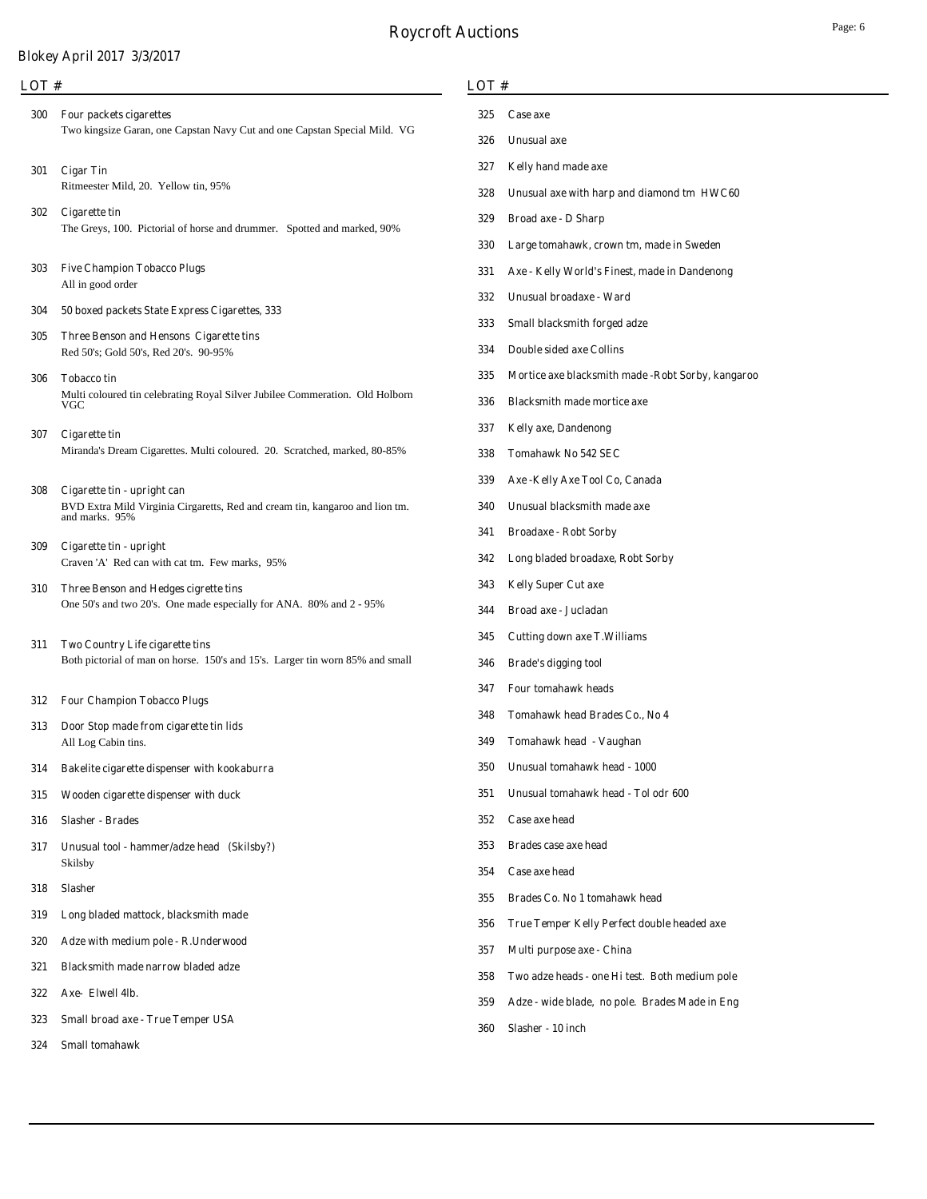Roycroft Auctions

Blokey April 2017 3/3/2017

| LOT # | |
|---|---|
| 300 | Four packets cigarettes<br>Two kingsize Garan, one Capstan Navy Cut and one Capstan Special Mild. VG |
| 301 | Cigar Tin<br>Ritmeester Mild, 20. Yellow tin, 95% |
| 302 | Cigarette tin<br>The Greys, 100. Pictorial of horse and drummer. Spotted and marked, 90% |
| 303 | Five Champion Tobacco Plugs<br>All in good order |
| 304 | 50 boxed packets State Express Cigarettes, 333 |
| 305 | Three Benson and Hensons Cigarette tins<br>Red 50's; Gold 50's, Red 20's. 90-95% |
| 306 | Tobacco tin<br>Multi coloured tin celebrating Royal Silver Jubilee Commeration. Old Holborn VGC |
| 307 | Cigarette tin<br>Miranda's Dream Cigarettes. Multi coloured. 20. Scratched, marked, 80-85% |
| 308 | Cigarette tin - upright can<br>BVD Extra Mild Virginia Cirgaretts, Red and cream tin, kangaroo and lion tm. and marks. 95% |
| 309 | Cigarette tin - upright<br>Craven 'A' Red can with cat tm. Few marks, 95% |
| 310 | Three Benson and Hedges cigrette tins<br>One 50's and two 20's. One made especially for ANA. 80% and 2 - 95% |
| 311 | Two Country Life cigarette tins<br>Both pictorial of man on horse. 150's and 15's. Larger tin worn 85% and small |
| 312 | Four Champion Tobacco Plugs |
| 313 | Door Stop made from cigarette tin lids<br>All Log Cabin tins. |
| 314 | Bakelite cigarette dispenser with kookaburra |
| 315 | Wooden cigarette dispenser with duck |
| 316 | Slasher - Brades |
| 317 | Unusual tool - hammer/adze head (Skilsby?)<br>Skilsby |
| 318 | Slasher |
| 319 | Long bladed mattock, blacksmith made |
| 320 | Adze with medium pole - R.Underwood |
| 321 | Blacksmith made narrow bladed adze |
| 322 | Axe- Elwell 4lb. |
| 323 | Small broad axe - True Temper USA |
| 324 | Small tomahawk |
| 325 | Case axe |
| 326 | Unusual axe |
| 327 | Kelly hand made axe |
| 328 | Unusual axe with harp and diamond tm HWC60 |
| 329 | Broad axe - D Sharp |
| 330 | Large tomahawk, crown tm, made in Sweden |
| 331 | Axe - Kelly World's Finest, made in Dandenong |
| 332 | Unusual broadaxe - Ward |
| 333 | Small blacksmith forged adze |
| 334 | Double sided axe Collins |
| 335 | Mortice axe blacksmith made -Robt Sorby, kangaroo |
| 336 | Blacksmith made mortice axe |
| 337 | Kelly axe, Dandenong |
| 338 | Tomahawk No 542 SEC |
| 339 | Axe -Kelly Axe Tool Co, Canada |
| 340 | Unusual blacksmith made axe |
| 341 | Broadaxe - Robt Sorby |
| 342 | Long bladed broadaxe, Robt Sorby |
| 343 | Kelly Super Cut axe |
| 344 | Broad axe - Jucladan |
| 345 | Cutting down axe T.Williams |
| 346 | Brade's digging tool |
| 347 | Four tomahawk heads |
| 348 | Tomahawk head Brades Co., No 4 |
| 349 | Tomahawk head - Vaughan |
| 350 | Unusual tomahawk head - 1000 |
| 351 | Unusual tomahawk head - Tol odr 600 |
| 352 | Case axe head |
| 353 | Brades case axe head |
| 354 | Case axe head |
| 355 | Brades Co. No 1 tomahawk head |
| 356 | True Temper Kelly Perfect double headed axe |
| 357 | Multi purpose axe - China |
| 358 | Two adze heads - one Hi test. Both medium pole |
| 359 | Adze - wide blade, no pole. Brades Made in Eng |
| 360 | Slasher - 10 inch |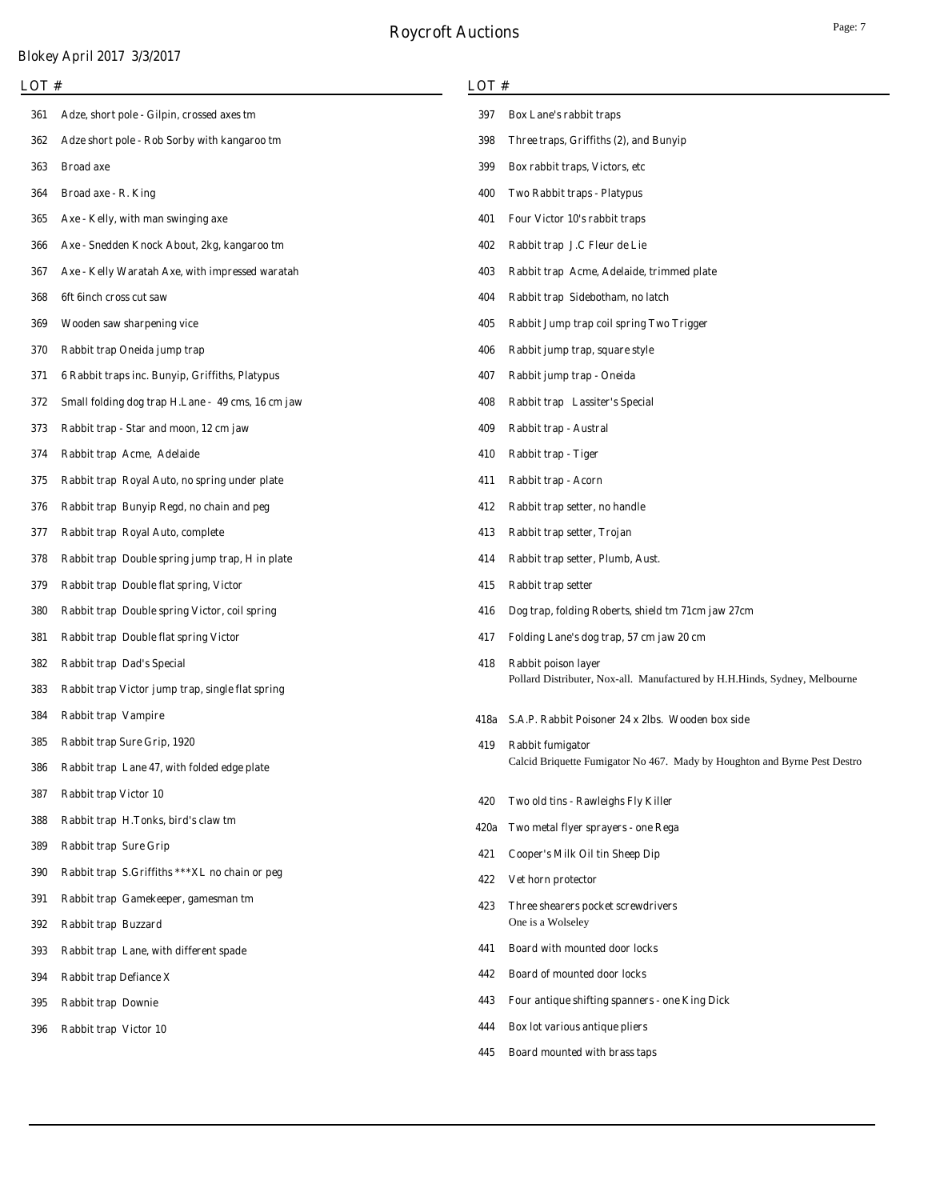# Roycroft Auctions

Blokey April 2017 3/3/2017

| LOT # | |
|---|---|
| 361 | Adze, short pole - Gilpin, crossed axes tm |
| 362 | Adze short pole - Rob Sorby with kangaroo tm |
| 363 | Broad axe |
| 364 | Broad axe - R. King |
| 365 | Axe - Kelly, with man swinging axe |
| 366 | Axe - Snedden Knock About, 2kg, kangaroo tm |
| 367 | Axe - Kelly Waratah Axe, with impressed waratah |
| 368 | 6ft 6inch cross cut saw |
| 369 | Wooden saw sharpening vice |
| 370 | Rabbit trap Oneida jump trap |
| 371 | 6 Rabbit traps inc. Bunyip, Griffiths, Platypus |
| 372 | Small folding dog trap H.Lane - 49 cms, 16 cm jaw |
| 373 | Rabbit trap - Star and moon, 12 cm jaw |
| 374 | Rabbit trap Acme, Adelaide |
| 375 | Rabbit trap Royal Auto, no spring under plate |
| 376 | Rabbit trap Bunyip Regd, no chain and peg |
| 377 | Rabbit trap Royal Auto, complete |
| 378 | Rabbit trap Double spring jump trap, H in plate |
| 379 | Rabbit trap Double flat spring, Victor |
| 380 | Rabbit trap Double spring Victor, coil spring |
| 381 | Rabbit trap Double flat spring Victor |
| 382 | Rabbit trap Dad's Special |
| 383 | Rabbit trap Victor jump trap, single flat spring |
| 384 | Rabbit trap Vampire |
| 385 | Rabbit trap Sure Grip, 1920 |
| 386 | Rabbit trap Lane 47, with folded edge plate |
| 387 | Rabbit trap Victor 10 |
| 388 | Rabbit trap H.Tonks, bird's claw tm |
| 389 | Rabbit trap Sure Grip |
| 390 | Rabbit trap S.Griffiths ***XL no chain or peg |
| 391 | Rabbit trap Gamekeeper, gamesman tm |
| 392 | Rabbit trap Buzzard |
| 393 | Rabbit trap Lane, with different spade |
| 394 | Rabbit trap Defiance X |
| 395 | Rabbit trap Downie |
| 396 | Rabbit trap Victor 10 |
| 397 | Box Lane's rabbit traps |
| 398 | Three traps, Griffiths (2), and Bunyip |
| 399 | Box rabbit traps, Victors, etc |
| 400 | Two Rabbit traps - Platypus |
| 401 | Four Victor 10's rabbit traps |
| 402 | Rabbit trap J.C Fleur de Lie |
| 403 | Rabbit trap Acme, Adelaide, trimmed plate |
| 404 | Rabbit trap Sidebotham, no latch |
| 405 | Rabbit Jump trap coil spring Two Trigger |
| 406 | Rabbit jump trap, square style |
| 407 | Rabbit jump trap - Oneida |
| 408 | Rabbit trap Lassiter's Special |
| 409 | Rabbit trap - Austral |
| 410 | Rabbit trap - Tiger |
| 411 | Rabbit trap - Acorn |
| 412 | Rabbit trap setter, no handle |
| 413 | Rabbit trap setter, Trojan |
| 414 | Rabbit trap setter, Plumb, Aust. |
| 415 | Rabbit trap setter |
| 416 | Dog trap, folding Roberts, shield tm 71cm jaw 27cm |
| 417 | Folding Lane's dog trap, 57 cm jaw 20 cm |
| 418 | Rabbit poison layer<br>Pollard Distributer, Nox-all. Manufactured by H.H.Hinds, Sydney, Melbourne |
| 418a | S.A.P. Rabbit Poisoner 24 x 2lbs. Wooden box side |
| 419 | Rabbit fumigator<br>Calcid Briquette Fumigator No 467. Mady by Houghton and Byrne Pest Destro |
| 420 | Two old tins - Rawleighs Fly Killer |
| 420a | Two metal flyer sprayers - one Rega |
| 421 | Cooper's Milk Oil tin Sheep Dip |
| 422 | Vet horn protector |
| 423 | Three shearers pocket screwdrivers<br>One is a Wolseley |
| 441 | Board with mounted door locks |
| 442 | Board of mounted door locks |
| 443 | Four antique shifting spanners - one King Dick |
| 444 | Box lot various antique pliers |
| 445 | Board mounted with brass taps |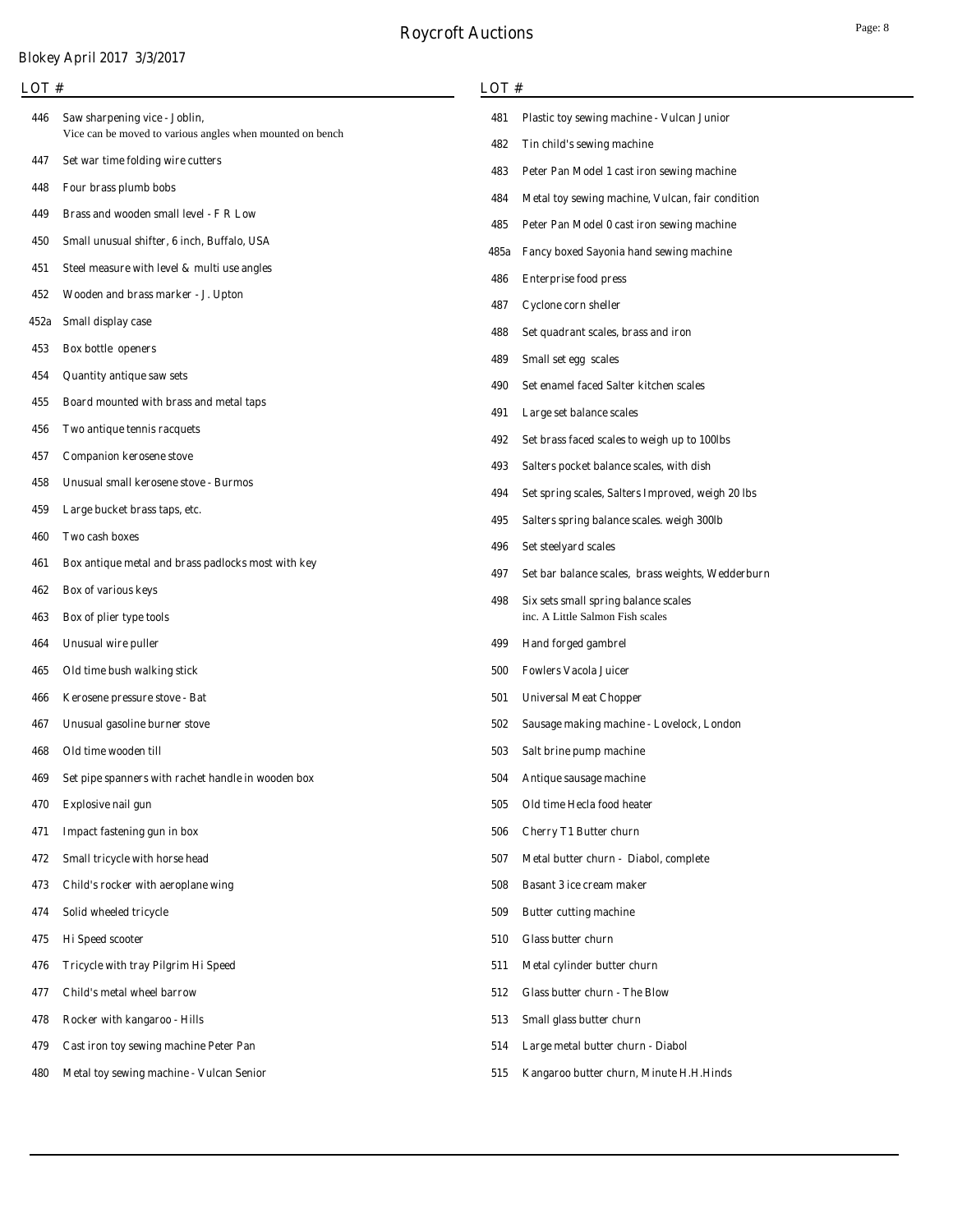Blokey April 2017 3/3/2017

| LOT # | |
|---|---|
| 446 | Saw sharpening vice - Joblin, Vice can be moved to various angles when mounted on bench |
| 447 | Set war time folding wire cutters |
| 448 | Four brass plumb bobs |
| 449 | Brass and wooden small level - F R Low |
| 450 | Small unusual shifter, 6 inch, Buffalo, USA |
| 451 | Steel measure with level & multi use angles |
| 452 | Wooden and brass marker - J. Upton |
| 452a | Small display case |
| 453 | Box bottle openers |
| 454 | Quantity antique saw sets |
| 455 | Board mounted with brass and metal taps |
| 456 | Two antique tennis racquets |
| 457 | Companion kerosene stove |
| 458 | Unusual small kerosene stove - Burmos |
| 459 | Large bucket brass taps, etc. |
| 460 | Two cash boxes |
| 461 | Box antique metal and brass padlocks most with key |
| 462 | Box of various keys |
| 463 | Box of plier type tools |
| 464 | Unusual wire puller |
| 465 | Old time bush walking stick |
| 466 | Kerosene pressure stove - Bat |
| 467 | Unusual gasoline burner stove |
| 468 | Old time wooden till |
| 469 | Set pipe spanners with rachet handle in wooden box |
| 470 | Explosive nail gun |
| 471 | Impact fastening gun in box |
| 472 | Small tricycle with horse head |
| 473 | Child's rocker with aeroplane wing |
| 474 | Solid wheeled tricycle |
| 475 | Hi Speed scooter |
| 476 | Tricycle with tray Pilgrim Hi Speed |
| 477 | Child's metal wheel barrow |
| 478 | Rocker with kangaroo - Hills |
| 479 | Cast iron toy sewing machine Peter Pan |
| 480 | Metal toy sewing machine - Vulcan Senior |
| 481 | Plastic toy sewing machine - Vulcan Junior |
| 482 | Tin child's sewing machine |
| 483 | Peter Pan Model 1 cast iron sewing machine |
| 484 | Metal toy sewing machine, Vulcan, fair condition |
| 485 | Peter Pan Model 0 cast iron sewing machine |
| 485a | Fancy boxed Sayonia hand sewing machine |
| 486 | Enterprise food press |
| 487 | Cyclone corn sheller |
| 488 | Set quadrant scales, brass and iron |
| 489 | Small set egg scales |
| 490 | Set enamel faced Salter kitchen scales |
| 491 | Large set balance scales |
| 492 | Set brass faced scales to weigh up to 100lbs |
| 493 | Salters pocket balance scales, with dish |
| 494 | Set spring scales, Salters Improved, weigh 20 lbs |
| 495 | Salters spring balance scales. weigh 300lb |
| 496 | Set steelyard scales |
| 497 | Set bar balance scales, brass weights, Wedderburn |
| 498 | Six sets small spring balance scales inc. A Little Salmon Fish scales |
| 499 | Hand forged gambrel |
| 500 | Fowlers Vacola Juicer |
| 501 | Universal Meat Chopper |
| 502 | Sausage making machine - Lovelock, London |
| 503 | Salt brine pump machine |
| 504 | Antique sausage machine |
| 505 | Old time Hecla food heater |
| 506 | Cherry T1 Butter churn |
| 507 | Metal butter churn - Diabol, complete |
| 508 | Basant 3 ice cream maker |
| 509 | Butter cutting machine |
| 510 | Glass butter churn |
| 511 | Metal cylinder butter churn |
| 512 | Glass butter churn - The Blow |
| 513 | Small glass butter churn |
| 514 | Large metal butter churn - Diabol |
| 515 | Kangaroo butter churn, Minute H.H.Hinds |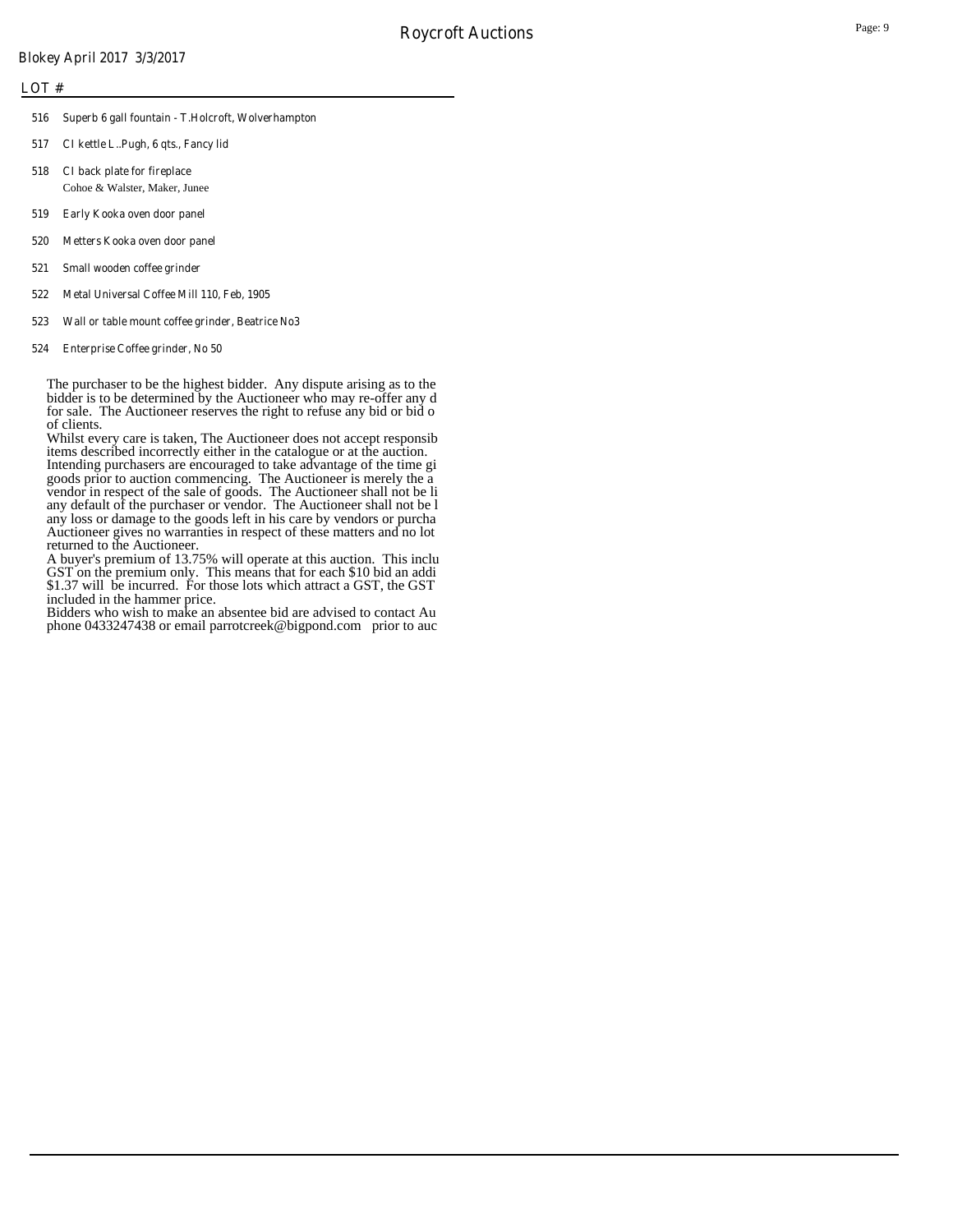Blokey April 2017 3/3/2017

| LOT # | |
|---|---|
| 516 | Superb 6 gall fountain - T.Holcroft, Wolverhampton |
| 517 | CI kettle L..Pugh, 6 qts., Fancy lid |
| 518 | CI back plate for fireplace<br>Cohoe & Walster, Maker, Junee |
| 519 | Early Kooka oven door panel |
| 520 | Metters Kooka oven door panel |
| 521 | Small wooden coffee grinder |
| 522 | Metal Universal Coffee Mill 110, Feb, 1905 |
| 523 | Wall or table mount coffee grinder, Beatrice No3 |
| 524 | Enterprise Coffee grinder, No 50 |

The purchaser to be the highest bidder. Any dispute arising as to the bidder is to be determined by the Auctioneer who may re-offer any d for sale. The Auctioneer reserves the right to refuse any bid or bid o of clients.
Whilst every care is taken, The Auctioneer does not accept responsib items described incorrectly either in the catalogue or at the auction.
Intending purchasers are encouraged to take advantage of the time gi goods prior to auction commencing. The Auctioneer is merely the a vendor in respect of the sale of goods. The Auctioneer shall not be li any default of the purchaser or vendor. The Auctioneer shall not be l any loss or damage to the goods left in his care by vendors or purcha Auctioneer gives no warranties in respect of these matters and no lot returned to the Auctioneer.
A buyer's premium of 13.75% will operate at this auction. This inclu GST on the premium only. This means that for each $10 bid an addi $1.37 will be incurred. For those lots which attract a GST, the GST included in the hammer price.
Bidders who wish to make an absentee bid are advised to contact Au phone 0433247438 or email parrotcreek@bigpond.com prior to auc